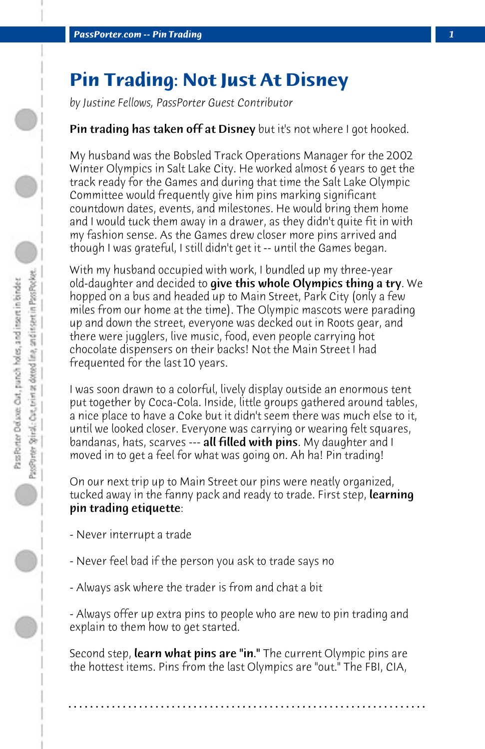# Pin Trading: Not Just At Disney

*by Justine Fellows, PassPorter Guest Contributor*

**Pin trading has taken off at Disney** but it's not where I got hooked.

My husband was the Bobsled Track Operations Manager for the 2002 Winter Olympics in Salt Lake City. He worked almost 6 years to get the track ready for the Games and during that time the Salt Lake Olympic Committee would frequently give him pins marking significant countdown dates, events, and milestones. He would bring them home and I would tuck them away in a drawer, as they didn't quite fit in with my fashion sense. As the Games drew closer more pins arrived and though I was grateful, I still didn't get it -- until the Games began.

With my husband occupied with work, I bundled up my three-year old-daughter and decided to **give this whole Olympics thing a try**. We hopped on a bus and headed up to Main Street, Park City (only a few miles from our home at the time). The Olympic mascots were parading up and down the street, everyone was decked out in Roots gear, and there were jugglers, live music, food, even people carrying hot chocolate dispensers on their backs! Not the Main Street I had frequented for the last 10 years.

I was soon drawn to a colorful, lively display outside an enormous tent put together by Coca-Cola. Inside, little groups gathered around tables, a nice place to have a Coke but it didn't seem there was much else to it, until we looked closer. Everyone was carrying or wearing felt squares, bandanas, hats, scarves --- **all filled with pins**. My daughter and I moved in to get a feel for what was going on. Ah ha! Pin trading!

On our next trip up to Main Street our pins were neatly organized, tucked away in the fanny pack and ready to trade. First step, **learning pin trading etiquette**:

- Never interrupt a trade

- Never feel bad if the person you ask to trade says no

- Always ask where the trader is from and chat a bit

- Always offer up extra pins to people who are new to pin trading and explain to them how to get started.

Second step, **learn what pins are "in."** The current Olympic pins are the hottest items. Pins from the last Olympics are "out." The FBI, CIA,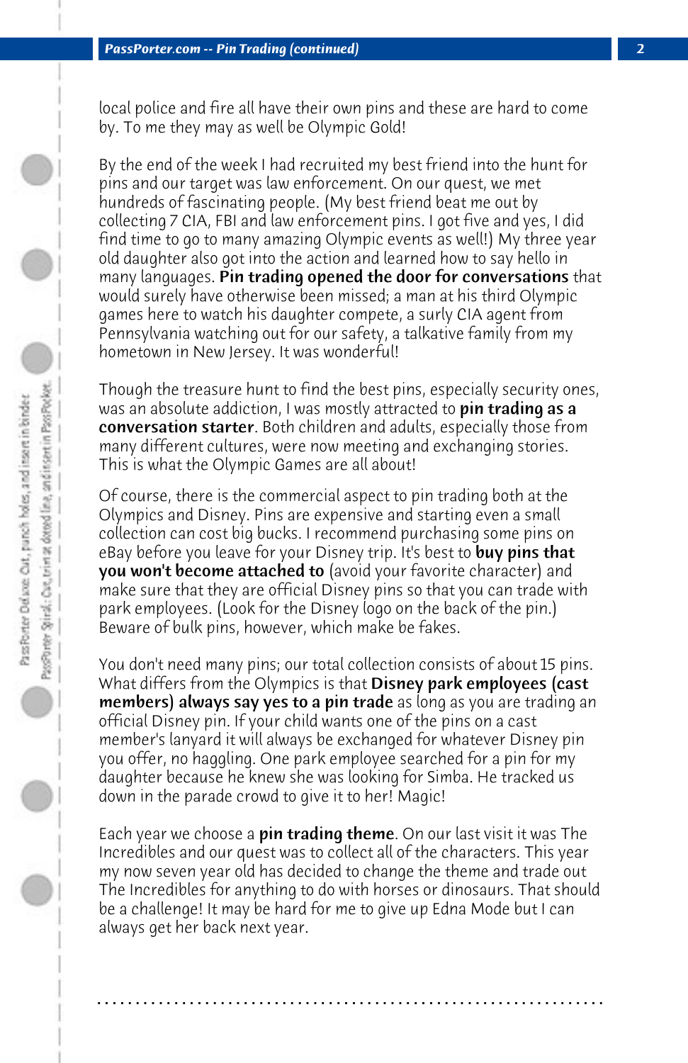local police and fire all have their own pins and these are hard to come by. To me they may as well be Olympic Gold!

By the end of the week I had recruited my best friend into the hunt for pins and our target was law enforcement. On our quest, we met hundreds of fascinating people. (My best friend beat me out by collecting 7 CIA, FBI and law enforcement pins. I got five and yes, I did find time to go to many amazing Olympic events as well!) My three year old daughter also got into the action and learned how to say hello in many languages. **Pin trading opened the door for conversations** that would surely have otherwise been missed; a man at his third Olympic games here to watch his daughter compete, a surly CIA agent from Pennsylvania watching out for our safety, a talkative family from my hometown in New Jersey. It was wonderful!

Though the treasure hunt to find the best pins, especially security ones, was an absolute addiction, I was mostly attracted to **pin trading as a conversation starter**. Both children and adults, especially those from many different cultures, were now meeting and exchanging stories. This is what the Olympic Games are all about!

Of course, there is the commercial aspect to pin trading both at the Olympics and Disney. Pins are expensive and starting even a small collection can cost big bucks. I recommend purchasing some pins on eBay before you leave for your Disney trip. It's best to **buy pins that you won't become attached to** (avoid your favorite character) and make sure that they are official Disney pins so that you can trade with park employees. (Look for the Disney logo on the back of the pin.) Beware of bulk pins, however, which make be fakes.

You don't need many pins; our total collection consists of about 15 pins. What differs from the Olympics is that **Disney park employees (cast members) always say yes to a pin trade** as long as you are trading an official Disney pin. If your child wants one of the pins on a cast member's lanyard it will always be exchanged for whatever Disney pin you offer, no haggling. One park employee searched for a pin for my daughter because he knew she was looking for Simba. He tracked us down in the parade crowd to give it to her! Magic!

Each year we choose a **pin trading theme**. On our last visit it was The Incredibles and our quest was to collect all of the characters. This year my now seven year old has decided to change the theme and trade out The Incredibles for anything to do with horses or dinosaurs. That should be a challenge! It may be hard for me to give up Edna Mode but I can always get her back next year.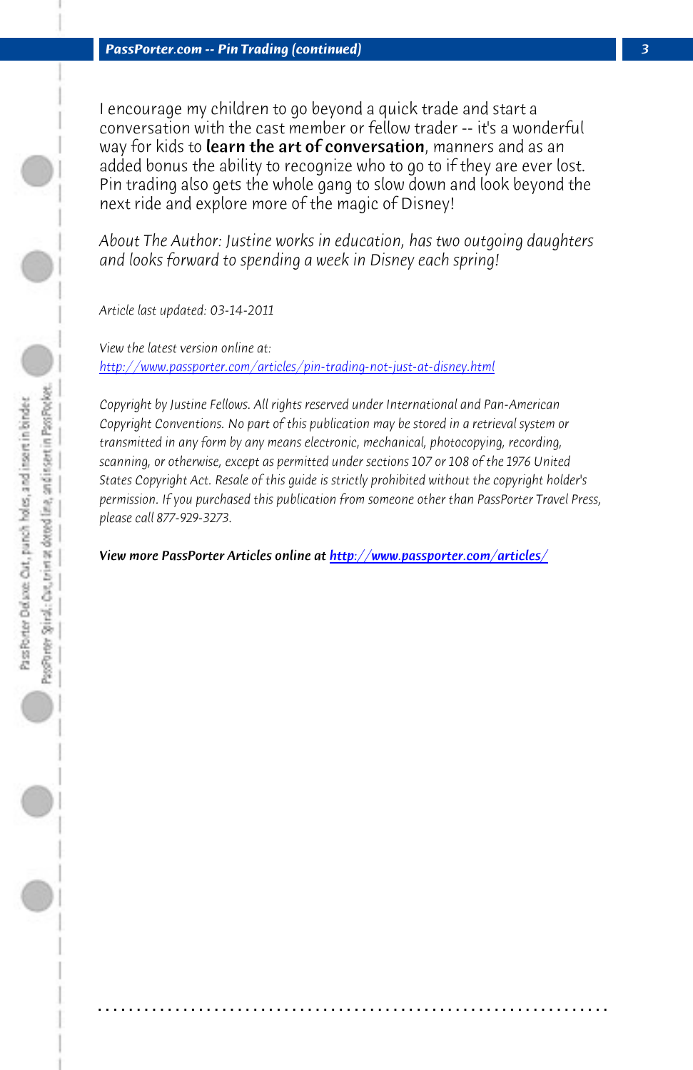I encourage my children to go beyond a quick trade and start a conversation with the cast member or fellow trader -- it's a wonderful way for kids to **learn the art of conversation**, manners and as an added bonus the ability to recognize who to go to if they are ever lost. Pin trading also gets the whole gang to slow down and look beyond the next ride and explore more of the magic of Disney!

*About The Author: Justine works in education, has two outgoing daughters and looks forward to spending a week in Disney each spring!*

*Article last updated: 03-14-2011*

*View the latest version online at:*
*http://www.passporter.com/articles/pin-trading-not-just-at-disney.html*

*Copyright by Justine Fellows. All rights reserved under International and Pan-American Copyright Conventions. No part of this publication may be stored in a retrieval system or transmitted in any form by any means electronic, mechanical, photocopying, recording, scanning, or otherwise, except as permitted under sections 107 or 108 of the 1976 United States Copyright Act. Resale of this guide is strictly prohibited without the copyright holder's permission. If you purchased this publication from someone other than PassPorter Travel Press, please call 877-929-3273.*

***View more PassPorter Articles online at http://www.passporter.com/articles/***